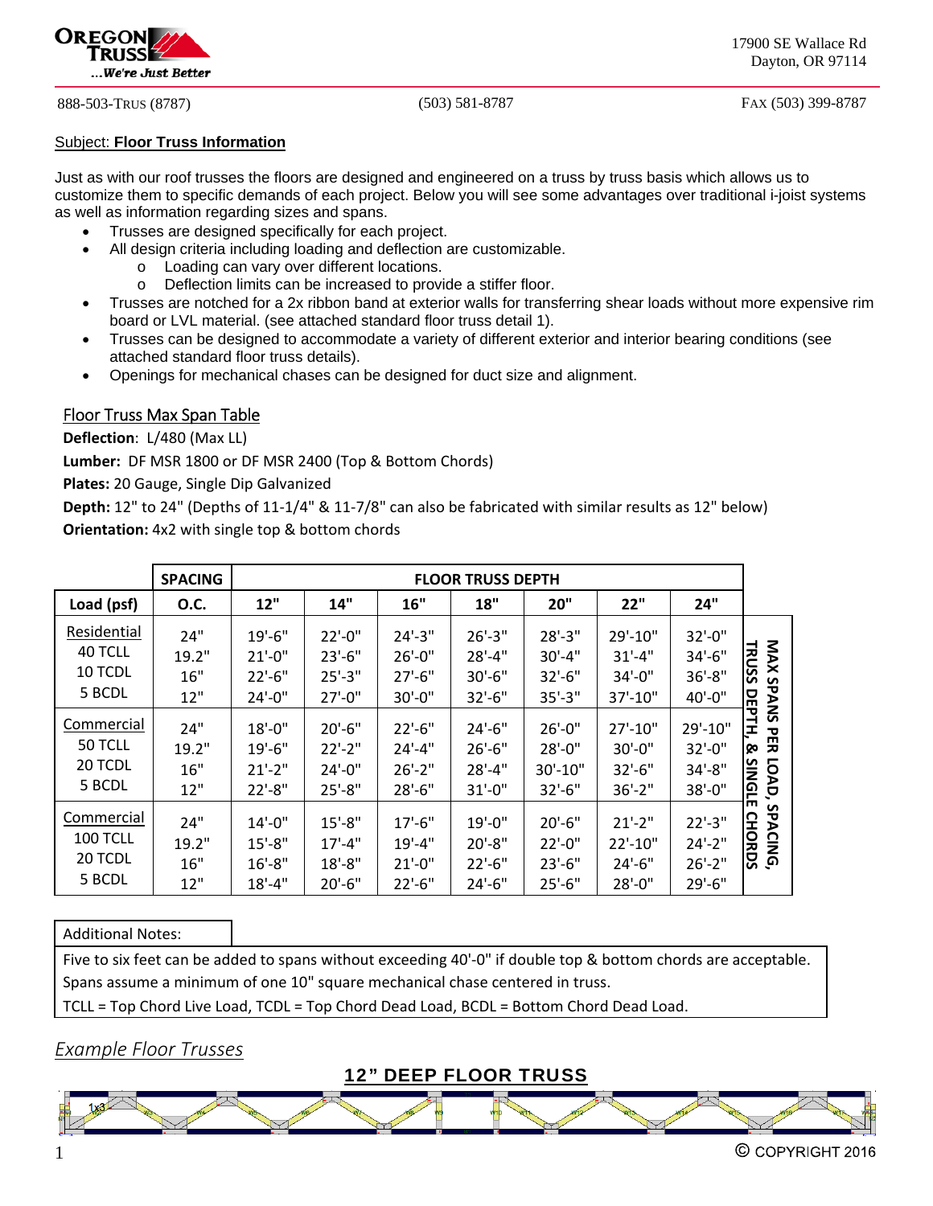OREGON TRUSS
...We're Just Better

17900 SE Wallace Rd
Dayton, OR 97114

888-503-TRUS (8787) (503) 581-8787 FAX (503) 399-8787

Subject: **Floor Truss Information**

Just as with our roof trusses the floors are designed and engineered on a truss by truss basis which allows us to customize them to specific demands of each project. Below you will see some advantages over traditional i-joist systems as well as information regarding sizes and spans.

- Trusses are designed specifically for each project.
- All design criteria including loading and deflection are customizable.
  - Loading can vary over different locations.
  - Deflection limits can be increased to provide a stiffer floor.
- Trusses are notched for a 2x ribbon band at exterior walls for transferring shear loads without more expensive rim board or LVL material. (see attached standard floor truss detail 1).
- Trusses can be designed to accommodate a variety of different exterior and interior bearing conditions (see attached standard floor truss details).
- Openings for mechanical chases can be designed for duct size and alignment.

## Floor Truss Max Span Table

**Deflection**: L/480 (Max LL)

**Lumber:** DF MSR 1800 or DF MSR 2400 (Top & Bottom Chords)

**Plates:** 20 Gauge, Single Dip Galvanized

**Depth:** 12" to 24" (Depths of 11-1/4" & 11-7/8" can also be fabricated with similar results as 12" below)

**Orientation:** 4x2 with single top & bottom chords

| | SPACING | FLOOR TRUSS DEPTH | | | | | | |
|---|---|---|---|---|---|---|---|---|
| Load (psf) | O.C. | 12" | 14" | 16" | 18" | 20" | 22" | 24" |
| Residential 40 TCLL 10 TCDL 5 BCDL | 24" | 19'-6" | 22'-0" | 24'-3" | 26'-3" | 28'-3" | 29'-10" | 32'-0" |
| | 19.2" | 21'-0" | 23'-6" | 26'-0" | 28'-4" | 30'-4" | 31'-4" | 34'-6" |
| | 16" | 22'-6" | 25'-3" | 27'-6" | 30'-6" | 32'-6" | 34'-0" | 36'-8" |
| | 12" | 24'-0" | 27'-0" | 30'-0" | 32'-6" | 35'-3" | 37'-10" | 40'-0" |
| Commercial 50 TCLL 20 TCDL 5 BCDL | 24" | 18'-0" | 20'-6" | 22'-6" | 24'-6" | 26'-0" | 27'-10" | 29'-10" |
| | 19.2" | 19'-6" | 22'-2" | 24'-4" | 26'-6" | 28'-0" | 30'-0" | 32'-0" |
| | 16" | 21'-2" | 24'-0" | 26'-2" | 28'-4" | 30'-10" | 32'-6" | 34'-8" |
| | 12" | 22'-8" | 25'-8" | 28'-6" | 31'-0" | 32'-6" | 36'-2" | 38'-0" |
| Commercial 100 TCLL 20 TCDL 5 BCDL | 24" | 14'-0" | 15'-8" | 17'-6" | 19'-0" | 20'-6" | 21'-2" | 22'-3" |
| | 19.2" | 15'-8" | 17'-4" | 19'-4" | 20'-8" | 22'-0" | 22'-10" | 24'-2" |
| | 16" | 16'-8" | 18'-8" | 21'-0" | 22'-6" | 23'-6" | 24'-6" | 26'-2" |
| | 12" | 18'-4" | 20'-6" | 22'-6" | 24'-6" | 25'-6" | 28'-0" | 29'-6" |

MAX SPANS PER LOAD, SPACING, TRUSS DEPTH, & SINGLE CHORDS

Additional Notes:

Five to six feet can be added to spans without exceeding 40'-0" if double top & bottom chords are acceptable.
Spans assume a minimum of one 10" square mechanical chase centered in truss.
TCLL = Top Chord Live Load, TCDL = Top Chord Dead Load, BCDL = Bottom Chord Dead Load.

## *Example Floor Trusses*

### 12" DEEP FLOOR TRUSS

© COPYRIGHT 2016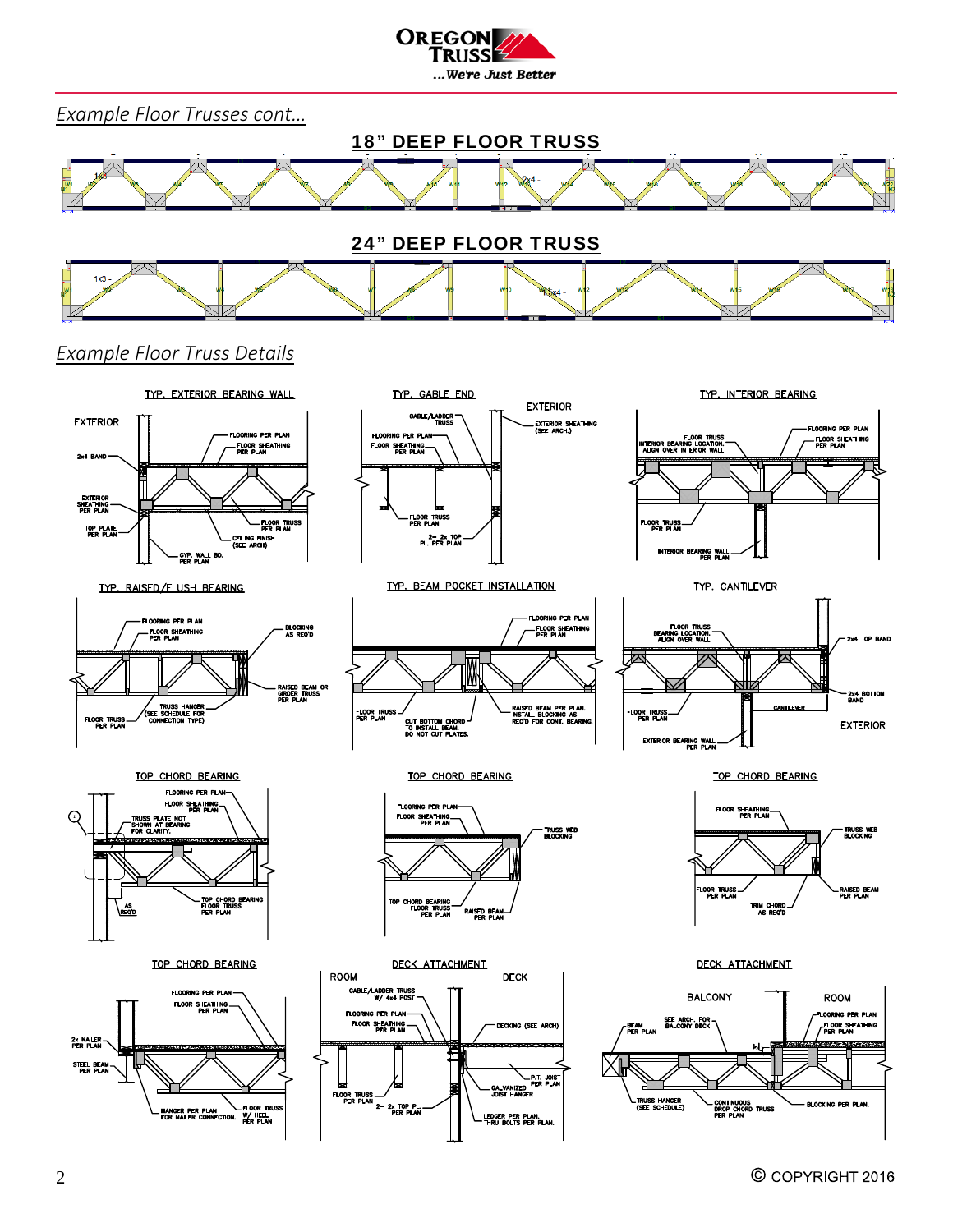*Example Floor Trusses cont…*

## 18" DEEP FLOOR TRUSS

## 24" DEEP FLOOR TRUSS

*Example Floor Truss Details*

TYP. EXTERIOR BEARING WALL

EXTERIOR
2x4 BAND
FLOORING PER PLAN
FLOOR SHEATHING PER PLAN
EXTERIOR SHEATHING PER PLAN
TOP PLATE PER PLAN
FLOOR TRUSS PER PLAN
CEILING FINISH (SEE ARCH)
GYP. WALL BD. PER PLAN

TYP. GABLE END

EXTERIOR
GABLE/LADDER TRUSS
EXTERIOR SHEATHING (SEE ARCH.)
FLOORING PER PLAN
FLOOR SHEATHING PER PLAN
FLOOR TRUSS PER PLAN
2- 2x TOP PL. PER PLAN

TYP. INTERIOR BEARING

FLOOR TRUSS INTERIOR BEARING LOCATION. ALIGN OVER INTERIOR WALL
FLOORING PER PLAN
FLOOR SHEATHING PER PLAN
FLOOR TRUSS PER PLAN
INTERIOR BEARING WALL PER PLAN

TYP. RAISED/FLUSH BEARING

FLOORING PER PLAN
FLOOR SHEATHING PER PLAN
BLOCKING AS REQ'D
RAISED BEAM OR GIRDER TRUSS PER PLAN
TRUSS HANGER (SEE SCHEDULE FOR CONNECTION TYPE)
FLOOR TRUSS PER PLAN

TYP. BEAM POCKET INSTALLATION

FLOORING PER PLAN
FLOOR SHEATHING PER PLAN
FLOOR TRUSS PER PLAN
CUT BOTTOM CHORD TO INSTALL BEAM. DO NOT CUT PLATES.
RAISED BEAM PER PLAN. INSTALL BLOCKING AS REQ'D FOR CONT. BEARING.

TYP. CANTILEVER

FLOOR TRUSS BEARING LOCATION. ALIGN OVER WALL
2x4 TOP BAND
2x4 BOTTOM BAND
CANTILEVER
FLOOR TRUSS PER PLAN
EXTERIOR
EXTERIOR BEARING WALL PER PLAN

TOP CHORD BEARING

FLOORING PER PLAN
FLOOR SHEATHING PER PLAN
TRUSS PLATE NOT SHOWN AT BEARING FOR CLARITY.
AS REQ'D
TOP CHORD BEARING FLOOR TRUSS PER PLAN

TOP CHORD BEARING

FLOORING PER PLAN
FLOOR SHEATHING PER PLAN
TRUSS WEB BLOCKING
TOP CHORD BEARING FLOOR TRUSS PER PLAN
RAISED BEAM PER PLAN

TOP CHORD BEARING

FLOOR SHEATHING PER PLAN
TRUSS WEB BLOCKING
FLOOR TRUSS PER PLAN
RAISED BEAM PER PLAN
TRIM CHORD AS REQ'D

TOP CHORD BEARING

FLOORING PER PLAN
FLOOR SHEATHING PER PLAN
2x NAILER PER PLAN
STEEL BEAM PER PLAN
HANGER PER PLAN FOR NAILER CONNECTION.
FLOOR TRUSS W/ HEEL PER PLAN

DECK ATTACHMENT

ROOM
DECK
GABLE/LADDER TRUSS W/ 4x4 POST
FLOORING PER PLAN
FLOOR SHEATHING PER PLAN
DECKING (SEE ARCH)
FLOOR TRUSS PER PLAN
2- 2x TOP PL. PER PLAN
P.T. JOIST PER PLAN
GALVANIZED JOIST HANGER
LEDGER PER PLAN. THRU BOLTS PER PLAN.

DECK ATTACHMENT

BALCONY
ROOM
BEAM PER PLAN
SEE ARCH. FOR BALCONY DECK
FLOORING PER PLAN
FLOOR SHEATHING PER PLAN
TRUSS HANGER (SEE SCHEDULE)
CONTINUOUS DROP CHORD TRUSS PER PLAN
BLOCKING PER PLAN.

© COPYRIGHT 2016